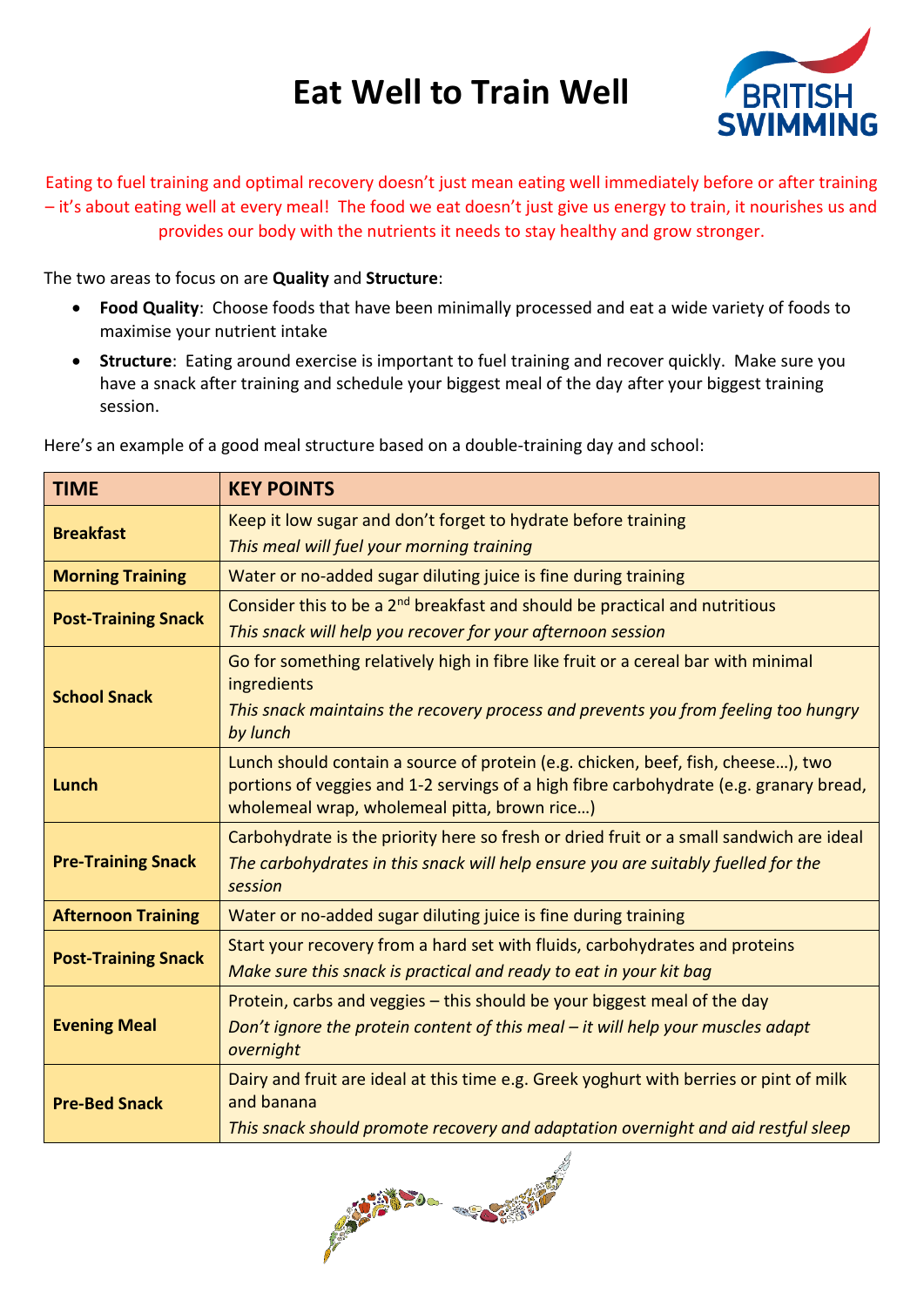# Eat Well to Train Well

BRITISH SWIMMING

Eating to fuel training and optimal recovery doesn't just mean eating well immediately before or after training – it's about eating well at every meal! The food we eat doesn't just give us energy to train, it nourishes us and provides our body with the nutrients it needs to stay healthy and grow stronger.

The two areas to focus on are **Quality** and **Structure**:

- **Food Quality**: Choose foods that have been minimally processed and eat a wide variety of foods to maximise your nutrient intake
- **Structure**: Eating around exercise is important to fuel training and recover quickly. Make sure you have a snack after training and schedule your biggest meal of the day after your biggest training session.

Here's an example of a good meal structure based on a double-training day and school:

| TIME | KEY POINTS |
|---|---|
| **Breakfast** | Keep it low sugar and don't forget to hydrate before training<br>*This meal will fuel your morning training* |
| **Morning Training** | Water or no-added sugar diluting juice is fine during training |
| **Post-Training Snack** | Consider this to be a 2nd breakfast and should be practical and nutritious<br>*This snack will help you recover for your afternoon session* |
| **School Snack** | Go for something relatively high in fibre like fruit or a cereal bar with minimal ingredients<br>*This snack maintains the recovery process and prevents you from feeling too hungry by lunch* |
| **Lunch** | Lunch should contain a source of protein (e.g. chicken, beef, fish, cheese…), two portions of veggies and 1-2 servings of a high fibre carbohydrate (e.g. granary bread, wholemeal wrap, wholemeal pitta, brown rice…) |
| **Pre-Training Snack** | Carbohydrate is the priority here so fresh or dried fruit or a small sandwich are ideal<br>*The carbohydrates in this snack will help ensure you are suitably fuelled for the session* |
| **Afternoon Training** | Water or no-added sugar diluting juice is fine during training |
| **Post-Training Snack** | Start your recovery from a hard set with fluids, carbohydrates and proteins<br>*Make sure this snack is practical and ready to eat in your kit bag* |
| **Evening Meal** | Protein, carbs and veggies – this should be your biggest meal of the day<br>*Don't ignore the protein content of this meal – it will help your muscles adapt overnight* |
| **Pre-Bed Snack** | Dairy and fruit are ideal at this time e.g. Greek yoghurt with berries or pint of milk and banana<br>*This snack should promote recovery and adaptation overnight and aid restful sleep* |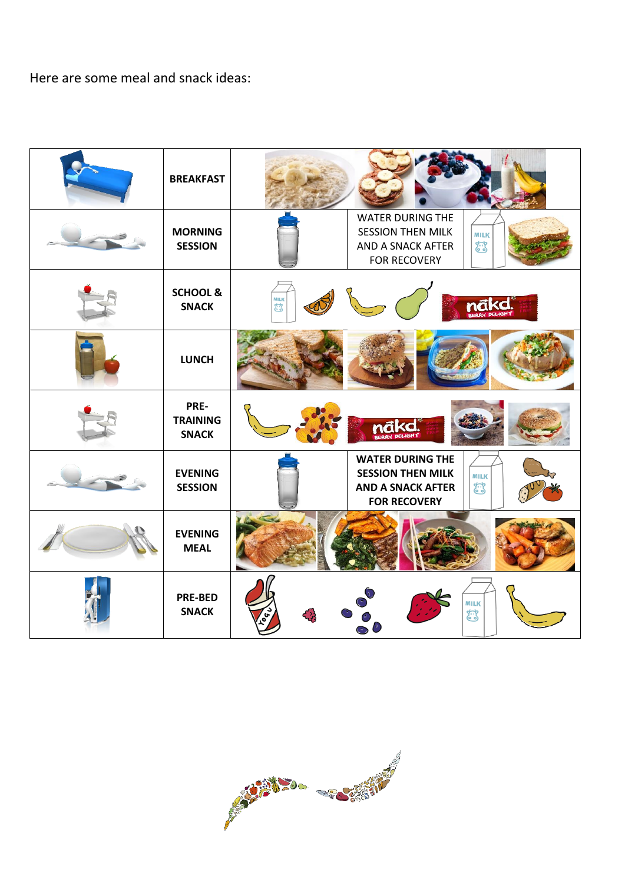Here are some meal and snack ideas:

| | | |
|---|---|---|
| | BREAKFAST | |
| | MORNING SESSION | WATER DURING THE SESSION THEN MILK AND A SNACK AFTER FOR RECOVERY |
| | SCHOOL & SNACK | |
| | LUNCH | |
| | PRE-TRAINING SNACK | |
| | EVENING SESSION | **WATER DURING THE SESSION THEN MILK AND A SNACK AFTER FOR RECOVERY** |
| | EVENING MEAL | |
| | PRE-BED SNACK | |